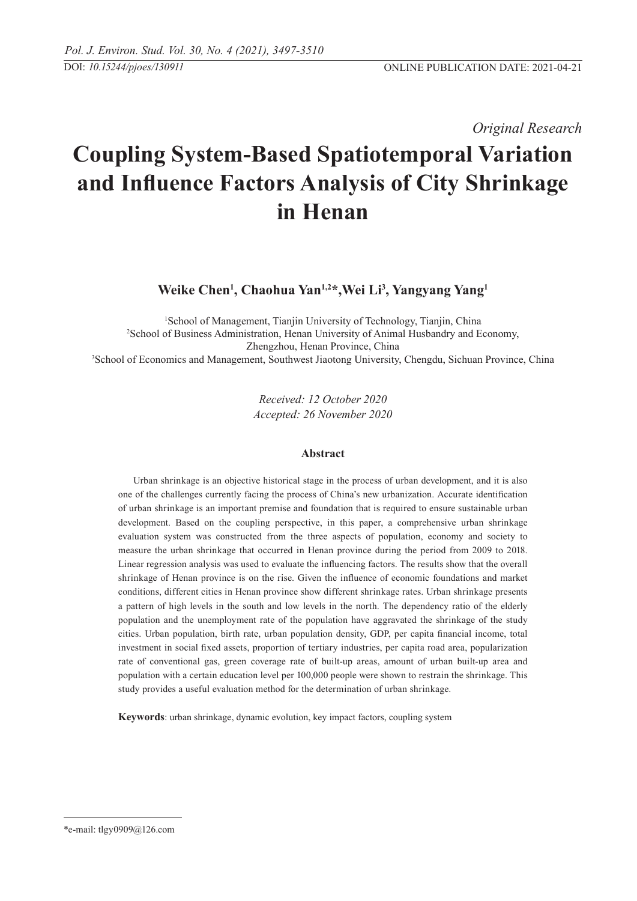*Original Research*

# Coupling System-Based Spatiotemporal Variation and Influence Factors Analysis of City Shrinkage in Henan

**Weike Chen[1], Chaohua Yan[1,2]\*, Wei Li[3], Yangyang Yang[1]**

[1]School of Management, Tianjin University of Technology, Tianjin, China
[2]School of Business Administration, Henan University of Animal Husbandry and Economy, Zhengzhou, Henan Province, China
[3]School of Economics and Management, Southwest Jiaotong University, Chengdu, Sichuan Province, China

*Received: 12 October 2020*
*Accepted: 26 November 2020*

### Abstract

Urban shrinkage is an objective historical stage in the process of urban development, and it is also one of the challenges currently facing the process of China's new urbanization. Accurate identification of urban shrinkage is an important premise and foundation that is required to ensure sustainable urban development. Based on the coupling perspective, in this paper, a comprehensive urban shrinkage evaluation system was constructed from the three aspects of population, economy and society to measure the urban shrinkage that occurred in Henan province during the period from 2009 to 2018. Linear regression analysis was used to evaluate the influencing factors. The results show that the overall shrinkage of Henan province is on the rise. Given the influence of economic foundations and market conditions, different cities in Henan province show different shrinkage rates. Urban shrinkage presents a pattern of high levels in the south and low levels in the north. The dependency ratio of the elderly population and the unemployment rate of the population have aggravated the shrinkage of the study cities. Urban population, birth rate, urban population density, GDP, per capita financial income, total investment in social fixed assets, proportion of tertiary industries, per capita road area, popularization rate of conventional gas, green coverage rate of built-up areas, amount of urban built-up area and population with a certain education level per 100,000 people were shown to restrain the shrinkage. This study provides a useful evaluation method for the determination of urban shrinkage.

**Keywords**: urban shrinkage, dynamic evolution, key impact factors, coupling system

---

\*e-mail: tlgy0909@126.com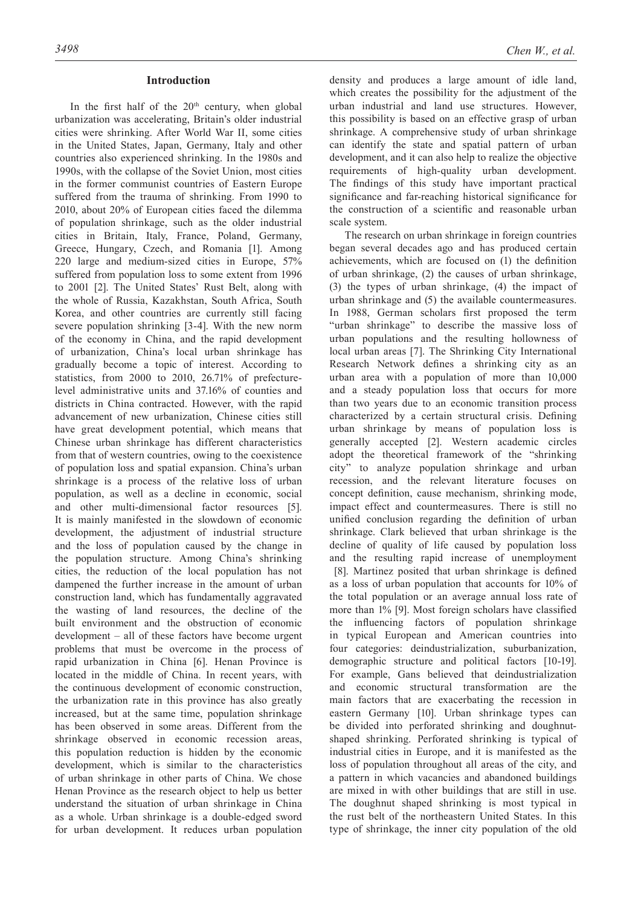## Introduction

In the first half of the 20th century, when global urbanization was accelerating, Britain's older industrial cities were shrinking. After World War II, some cities in the United States, Japan, Germany, Italy and other countries also experienced shrinking. In the 1980s and 1990s, with the collapse of the Soviet Union, most cities in the former communist countries of Eastern Europe suffered from the trauma of shrinking. From 1990 to 2010, about 20% of European cities faced the dilemma of population shrinkage, such as the older industrial cities in Britain, Italy, France, Poland, Germany, Greece, Hungary, Czech, and Romania [1]. Among 220 large and medium-sized cities in Europe, 57% suffered from population loss to some extent from 1996 to 2001 [2]. The United States' Rust Belt, along with the whole of Russia, Kazakhstan, South Africa, South Korea, and other countries are currently still facing severe population shrinking [3-4]. With the new norm of the economy in China, and the rapid development of urbanization, China's local urban shrinkage has gradually become a topic of interest. According to statistics, from 2000 to 2010, 26.71% of prefecture-level administrative units and 37.16% of counties and districts in China contracted. However, with the rapid advancement of new urbanization, Chinese cities still have great development potential, which means that Chinese urban shrinkage has different characteristics from that of western countries, owing to the coexistence of population loss and spatial expansion. China's urban shrinkage is a process of the relative loss of urban population, as well as a decline in economic, social and other multi-dimensional factor resources [5]. It is mainly manifested in the slowdown of economic development, the adjustment of industrial structure and the loss of population caused by the change in the population structure. Among China's shrinking cities, the reduction of the local population has not dampened the further increase in the amount of urban construction land, which has fundamentally aggravated the wasting of land resources, the decline of the built environment and the obstruction of economic development – all of these factors have become urgent problems that must be overcome in the process of rapid urbanization in China [6]. Henan Province is located in the middle of China. In recent years, with the continuous development of economic construction, the urbanization rate in this province has also greatly increased, but at the same time, population shrinkage has been observed in some areas. Different from the shrinkage observed in economic recession areas, this population reduction is hidden by the economic development, which is similar to the characteristics of urban shrinkage in other parts of China. We chose Henan Province as the research object to help us better understand the situation of urban shrinkage in China as a whole. Urban shrinkage is a double-edged sword for urban development. It reduces urban population density and produces a large amount of idle land, which creates the possibility for the adjustment of the urban industrial and land use structures. However, this possibility is based on an effective grasp of urban shrinkage. A comprehensive study of urban shrinkage can identify the state and spatial pattern of urban development, and it can also help to realize the objective requirements of high-quality urban development. The findings of this study have important practical significance and far-reaching historical significance for the construction of a scientific and reasonable urban scale system.

The research on urban shrinkage in foreign countries began several decades ago and has produced certain achievements, which are focused on (1) the definition of urban shrinkage, (2) the causes of urban shrinkage, (3) the types of urban shrinkage, (4) the impact of urban shrinkage and (5) the available countermeasures. In 1988, German scholars first proposed the term "urban shrinkage" to describe the massive loss of urban populations and the resulting hollowness of local urban areas [7]. The Shrinking City International Research Network defines a shrinking city as an urban area with a population of more than 10,000 and a steady population loss that occurs for more than two years due to an economic transition process characterized by a certain structural crisis. Defining urban shrinkage by means of population loss is generally accepted [2]. Western academic circles adopt the theoretical framework of the "shrinking city" to analyze population shrinkage and urban recession, and the relevant literature focuses on concept definition, cause mechanism, shrinking mode, impact effect and countermeasures. There is still no unified conclusion regarding the definition of urban shrinkage. Clark believed that urban shrinkage is the decline of quality of life caused by population loss and the resulting rapid increase of unemployment [8]. Martinez posited that urban shrinkage is defined as a loss of urban population that accounts for 10% of the total population or an average annual loss rate of more than 1% [9]. Most foreign scholars have classified the influencing factors of population shrinkage in typical European and American countries into four categories: deindustrialization, suburbanization, demographic structure and political factors [10-19]. For example, Gans believed that deindustrialization and economic structural transformation are the main factors that are exacerbating the recession in eastern Germany [10]. Urban shrinkage types can be divided into perforated shrinking and doughnut-shaped shrinking. Perforated shrinking is typical of industrial cities in Europe, and it is manifested as the loss of population throughout all areas of the city, and a pattern in which vacancies and abandoned buildings are mixed in with other buildings that are still in use. The doughnut shaped shrinking is most typical in the rust belt of the northeastern United States. In this type of shrinkage, the inner city population of the old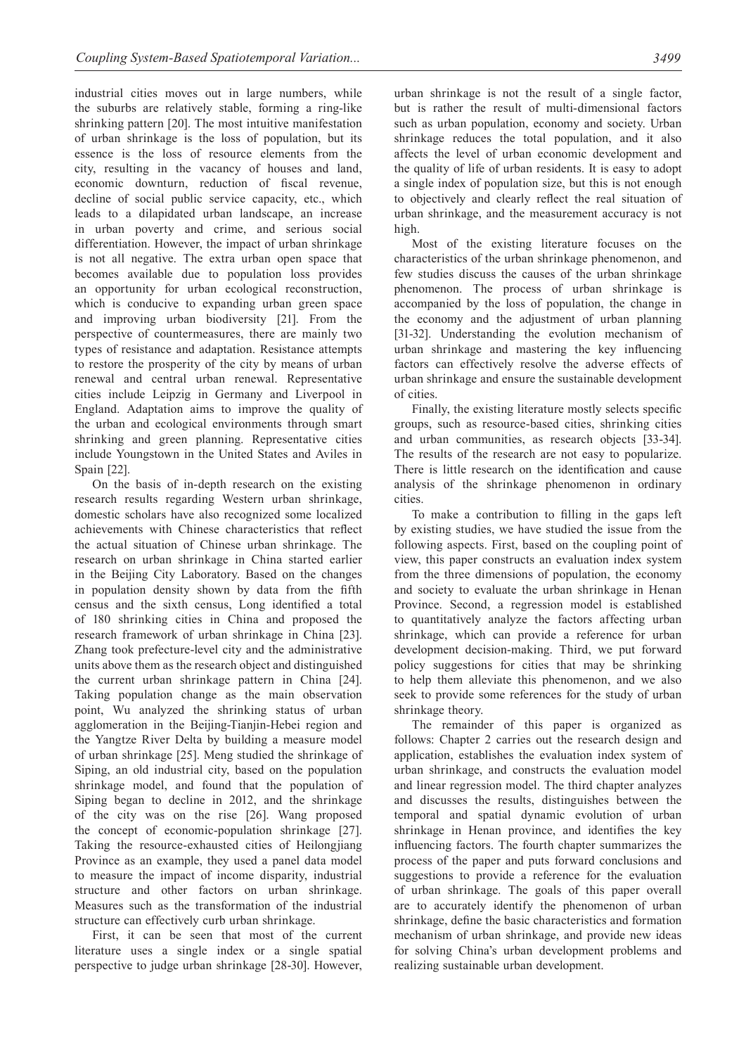industrial cities moves out in large numbers, while the suburbs are relatively stable, forming a ring-like shrinking pattern [20]. The most intuitive manifestation of urban shrinkage is the loss of population, but its essence is the loss of resource elements from the city, resulting in the vacancy of houses and land, economic downturn, reduction of fiscal revenue, decline of social public service capacity, etc., which leads to a dilapidated urban landscape, an increase in urban poverty and crime, and serious social differentiation. However, the impact of urban shrinkage is not all negative. The extra urban open space that becomes available due to population loss provides an opportunity for urban ecological reconstruction, which is conducive to expanding urban green space and improving urban biodiversity [21]. From the perspective of countermeasures, there are mainly two types of resistance and adaptation. Resistance attempts to restore the prosperity of the city by means of urban renewal and central urban renewal. Representative cities include Leipzig in Germany and Liverpool in England. Adaptation aims to improve the quality of the urban and ecological environments through smart shrinking and green planning. Representative cities include Youngstown in the United States and Aviles in Spain [22].

On the basis of in-depth research on the existing research results regarding Western urban shrinkage, domestic scholars have also recognized some localized achievements with Chinese characteristics that reflect the actual situation of Chinese urban shrinkage. The research on urban shrinkage in China started earlier in the Beijing City Laboratory. Based on the changes in population density shown by data from the fifth census and the sixth census, Long identified a total of 180 shrinking cities in China and proposed the research framework of urban shrinkage in China [23]. Zhang took prefecture-level city and the administrative units above them as the research object and distinguished the current urban shrinkage pattern in China [24]. Taking population change as the main observation point, Wu analyzed the shrinking status of urban agglomeration in the Beijing-Tianjin-Hebei region and the Yangtze River Delta by building a measure model of urban shrinkage [25]. Meng studied the shrinkage of Siping, an old industrial city, based on the population shrinkage model, and found that the population of Siping began to decline in 2012, and the shrinkage of the city was on the rise [26]. Wang proposed the concept of economic-population shrinkage [27]. Taking the resource-exhausted cities of Heilongjiang Province as an example, they used a panel data model to measure the impact of income disparity, industrial structure and other factors on urban shrinkage. Measures such as the transformation of the industrial structure can effectively curb urban shrinkage.

First, it can be seen that most of the current literature uses a single index or a single spatial perspective to judge urban shrinkage [28-30]. However, urban shrinkage is not the result of a single factor, but is rather the result of multi-dimensional factors such as urban population, economy and society. Urban shrinkage reduces the total population, and it also affects the level of urban economic development and the quality of life of urban residents. It is easy to adopt a single index of population size, but this is not enough to objectively and clearly reflect the real situation of urban shrinkage, and the measurement accuracy is not high.

Most of the existing literature focuses on the characteristics of the urban shrinkage phenomenon, and few studies discuss the causes of the urban shrinkage phenomenon. The process of urban shrinkage is accompanied by the loss of population, the change in the economy and the adjustment of urban planning [31-32]. Understanding the evolution mechanism of urban shrinkage and mastering the key influencing factors can effectively resolve the adverse effects of urban shrinkage and ensure the sustainable development of cities.

Finally, the existing literature mostly selects specific groups, such as resource-based cities, shrinking cities and urban communities, as research objects [33-34]. The results of the research are not easy to popularize. There is little research on the identification and cause analysis of the shrinkage phenomenon in ordinary cities.

To make a contribution to filling in the gaps left by existing studies, we have studied the issue from the following aspects. First, based on the coupling point of view, this paper constructs an evaluation index system from the three dimensions of population, the economy and society to evaluate the urban shrinkage in Henan Province. Second, a regression model is established to quantitatively analyze the factors affecting urban shrinkage, which can provide a reference for urban development decision-making. Third, we put forward policy suggestions for cities that may be shrinking to help them alleviate this phenomenon, and we also seek to provide some references for the study of urban shrinkage theory.

The remainder of this paper is organized as follows: Chapter 2 carries out the research design and application, establishes the evaluation index system of urban shrinkage, and constructs the evaluation model and linear regression model. The third chapter analyzes and discusses the results, distinguishes between the temporal and spatial dynamic evolution of urban shrinkage in Henan province, and identifies the key influencing factors. The fourth chapter summarizes the process of the paper and puts forward conclusions and suggestions to provide a reference for the evaluation of urban shrinkage. The goals of this paper overall are to accurately identify the phenomenon of urban shrinkage, define the basic characteristics and formation mechanism of urban shrinkage, and provide new ideas for solving China's urban development problems and realizing sustainable urban development.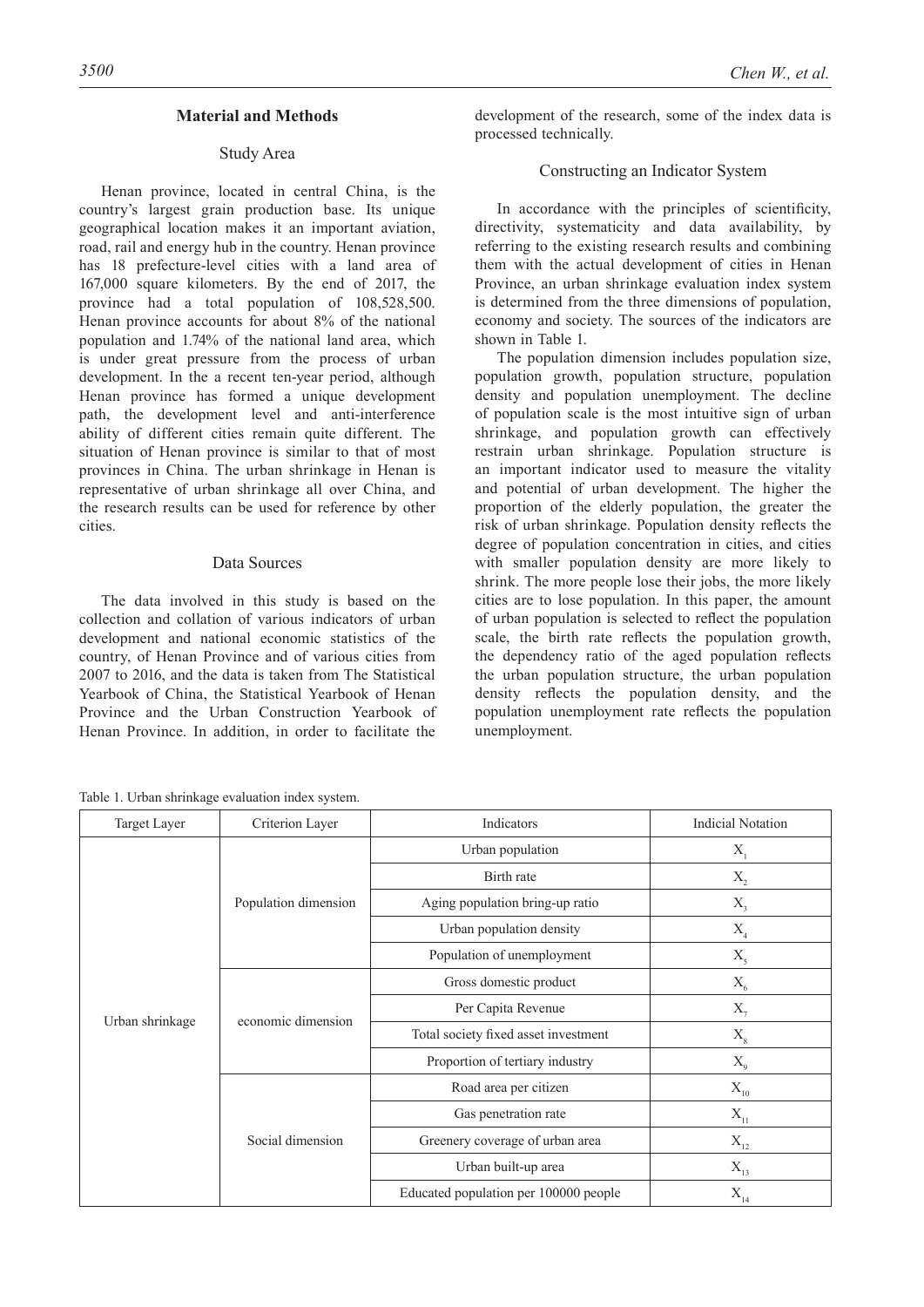## Material and Methods

### Study Area

Henan province, located in central China, is the country's largest grain production base. Its unique geographical location makes it an important aviation, road, rail and energy hub in the country. Henan province has 18 prefecture-level cities with a land area of 167,000 square kilometers. By the end of 2017, the province had a total population of 108,528,500. Henan province accounts for about 8% of the national population and 1.74% of the national land area, which is under great pressure from the process of urban development. In the a recent ten-year period, although Henan province has formed a unique development path, the development level and anti-interference ability of different cities remain quite different. The situation of Henan province is similar to that of most provinces in China. The urban shrinkage in Henan is representative of urban shrinkage all over China, and the research results can be used for reference by other cities.

### Data Sources

The data involved in this study is based on the collection and collation of various indicators of urban development and national economic statistics of the country, of Henan Province and of various cities from 2007 to 2016, and the data is taken from The Statistical Yearbook of China, the Statistical Yearbook of Henan Province and the Urban Construction Yearbook of Henan Province. In addition, in order to facilitate the development of the research, some of the index data is processed technically.

### Constructing an Indicator System

In accordance with the principles of scientificity, directivity, systematicity and data availability, by referring to the existing research results and combining them with the actual development of cities in Henan Province, an urban shrinkage evaluation index system is determined from the three dimensions of population, economy and society. The sources of the indicators are shown in Table 1.

The population dimension includes population size, population growth, population structure, population density and population unemployment. The decline of population scale is the most intuitive sign of urban shrinkage, and population growth can effectively restrain urban shrinkage. Population structure is an important indicator used to measure the vitality and potential of urban development. The higher the proportion of the elderly population, the greater the risk of urban shrinkage. Population density reflects the degree of population concentration in cities, and cities with smaller population density are more likely to shrink. The more people lose their jobs, the more likely cities are to lose population. In this paper, the amount of urban population is selected to reflect the population scale, the birth rate reflects the population growth, the dependency ratio of the aged population reflects the urban population structure, the urban population density reflects the population density, and the population unemployment rate reflects the population unemployment.

Table 1. Urban shrinkage evaluation index system.

| Target Layer | Criterion Layer | Indicators | Indicial Notation |
|---|---|---|---|
| Urban shrinkage | Population dimension | Urban population | $X_1$ |
| | | Birth rate | $X_2$ |
| | | Aging population bring-up ratio | $X_3$ |
| | | Urban population density | $X_4$ |
| | | Population of unemployment | $X_5$ |
| | economic dimension | Gross domestic product | $X_6$ |
| | | Per Capita Revenue | $X_7$ |
| | | Total society fixed asset investment | $X_8$ |
| | | Proportion of tertiary industry | $X_9$ |
| | Social dimension | Road area per citizen | $X_{10}$ |
| | | Gas penetration rate | $X_{11}$ |
| | | Greenery coverage of urban area | $X_{12}$ |
| | | Urban built-up area | $X_{13}$ |
| | | Educated population per 100000 people | $X_{14}$ |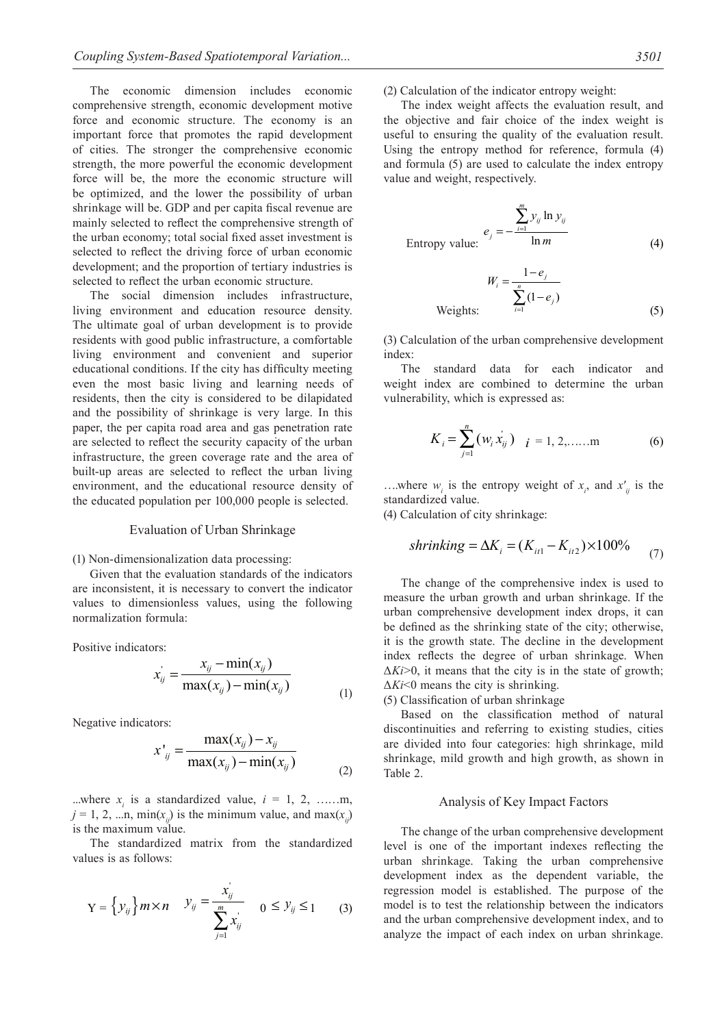The economic dimension includes economic comprehensive strength, economic development motive force and economic structure. The economy is an important force that promotes the rapid development of cities. The stronger the comprehensive economic strength, the more powerful the economic development force will be, the more the economic structure will be optimized, and the lower the possibility of urban shrinkage will be. GDP and per capita fiscal revenue are mainly selected to reflect the comprehensive strength of the urban economy; total social fixed asset investment is selected to reflect the driving force of urban economic development; and the proportion of tertiary industries is selected to reflect the urban economic structure.

The social dimension includes infrastructure, living environment and education resource density. The ultimate goal of urban development is to provide residents with good public infrastructure, a comfortable living environment and convenient and superior educational conditions. If the city has difficulty meeting even the most basic living and learning needs of residents, then the city is considered to be dilapidated and the possibility of shrinkage is very large. In this paper, the per capita road area and gas penetration rate are selected to reflect the security capacity of the urban infrastructure, the green coverage rate and the area of built-up areas are selected to reflect the urban living environment, and the educational resource density of the educated population per 100,000 people is selected.

## Evaluation of Urban Shrinkage

(1) Non-dimensionalization data processing:

Given that the evaluation standards of the indicators are inconsistent, it is necessary to convert the indicator values to dimensionless values, using the following normalization formula:

Positive indicators:

$$x_{ij}^{'} = \frac{x_{ij} - \min(x_{ij})}{\max(x_{ij}) - \min(x_{ij})} \tag{1}$$

Negative indicators:

$$x'_{ij} = \frac{\max(x_{ij}) - x_{ij}}{\max(x_{ij}) - \min(x_{ij})} \tag{2}$$

...where $x_i$ is a standardized value, $i$ = 1, 2, ……m, $j$ = 1, 2, ...n, $\min(x_{ij})$ is the minimum value, and $\max(x_{ij})$ is the maximum value.

The standardized matrix from the standardized values is as follows:

$$\text{Y} = \{y_{ij}\} m \times n \quad y_{ij} = \frac{x_{ij}^{'}}{\sum_{j=1}^{m} x_{ij}^{'}} \quad 0 \leq y_{ij} \leq 1 \tag{3}$$

(2) Calculation of the indicator entropy weight:

The index weight affects the evaluation result, and the objective and fair choice of the index weight is useful to ensuring the quality of the evaluation result. Using the entropy method for reference, formula (4) and formula (5) are used to calculate the index entropy value and weight, respectively.

Entropy value:
$$e_j = -\frac{\sum_{i=1}^{m} y_{ij} \ln y_{ij}}{\ln m} \tag{4}$$

Weights:
$$W_i = \frac{1 - e_j}{\sum_{i=1}^{n} (1 - e_j)} \tag{5}$$

(3) Calculation of the urban comprehensive development index:

The standard data for each indicator and weight index are combined to determine the urban vulnerability, which is expressed as:

$$K_i = \sum_{j=1}^{n} (w_i x_{ij}^{'}) \quad i = 1, 2, \ldots\ldots \text{m} \tag{6}$$

….where $w_i$ is the entropy weight of $x_i$, and $x'_{ij}$ is the standardized value.

(4) Calculation of city shrinkage:

$$shrinking = \Delta K_i = (K_{it1} - K_{it2}) \times 100\% \tag{7}$$

The change of the comprehensive index is used to measure the urban growth and urban shrinkage. If the urban comprehensive development index drops, it can be defined as the shrinking state of the city; otherwise, it is the growth state. The decline in the development index reflects the degree of urban shrinkage. When $\Delta Ki > 0$, it means that the city is in the state of growth; $\Delta Ki < 0$ means the city is shrinking.

(5) Classification of urban shrinkage

Based on the classification method of natural discontinuities and referring to existing studies, cities are divided into four categories: high shrinkage, mild shrinkage, mild growth and high growth, as shown in Table 2.

## Analysis of Key Impact Factors

The change of the urban comprehensive development level is one of the important indexes reflecting the urban shrinkage. Taking the urban comprehensive development index as the dependent variable, the regression model is established. The purpose of the model is to test the relationship between the indicators and the urban comprehensive development index, and to analyze the impact of each index on urban shrinkage.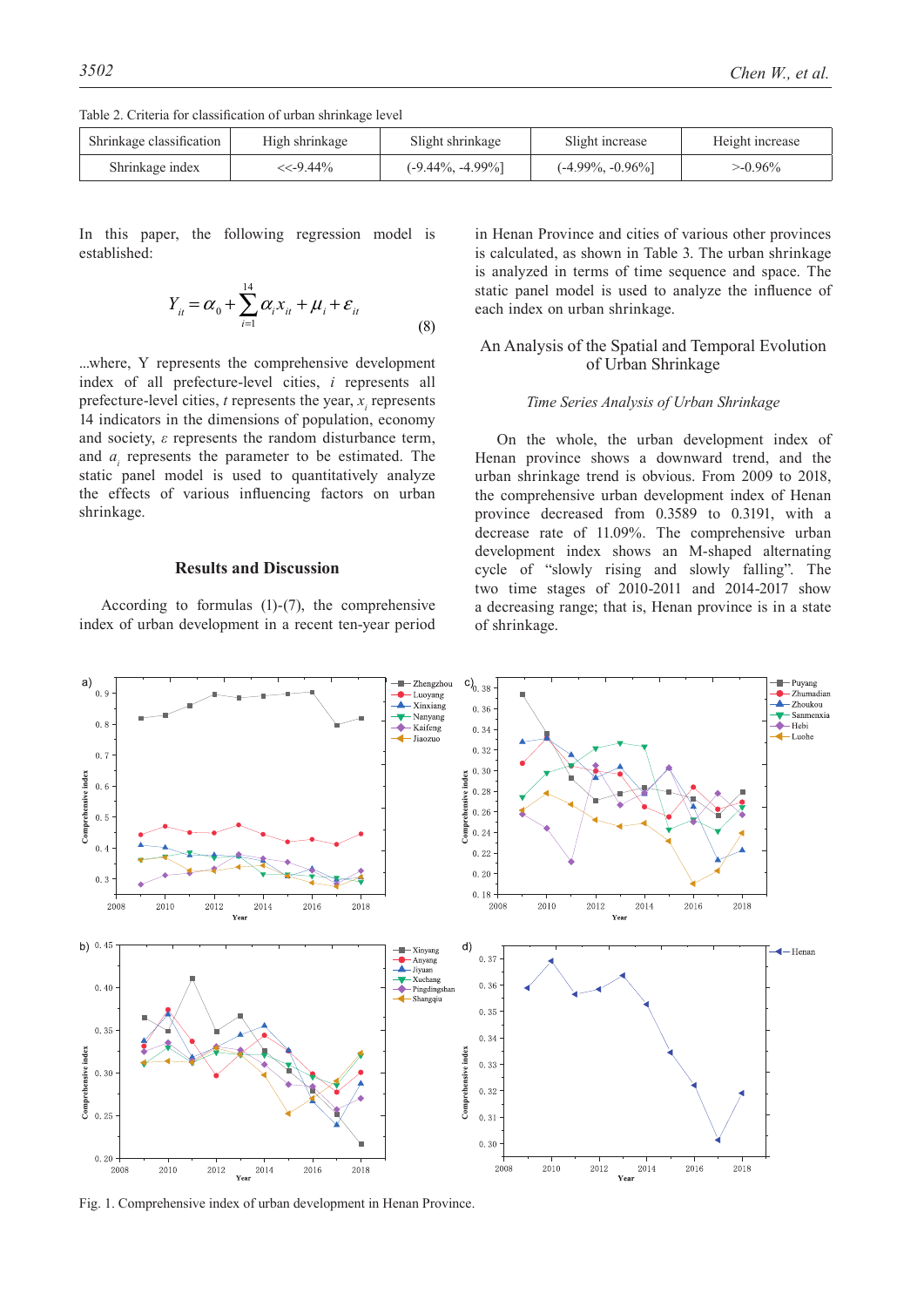Table 2. Criteria for classification of urban shrinkage level

| Shrinkage classification | High shrinkage | Slight shrinkage | Slight increase | Height increase |
|---|---|---|---|---|
| Shrinkage index | <<-9.44% | (-9.44%, -4.99%] | (-4.99%, -0.96%] | >-0.96% |

In this paper, the following regression model is established:

$$Y_{it} = \alpha_0 + \sum_{i=1}^{14} \alpha_i x_{it} + \mu_i + \varepsilon_{it} \tag{8}$$

...where, Y represents the comprehensive development index of all prefecture-level cities, $i$ represents all prefecture-level cities, $t$ represents the year, $x_i$ represents 14 indicators in the dimensions of population, economy and society, $\varepsilon$ represents the random disturbance term, and $a_i$ represents the parameter to be estimated. The static panel model is used to quantitatively analyze the effects of various influencing factors on urban shrinkage.

## Results and Discussion

According to formulas (1)-(7), the comprehensive index of urban development in a recent ten-year period in Henan Province and cities of various other provinces is calculated, as shown in Table 3. The urban shrinkage is analyzed in terms of time sequence and space. The static panel model is used to analyze the influence of each index on urban shrinkage.

### An Analysis of the Spatial and Temporal Evolution of Urban Shrinkage

#### *Time Series Analysis of Urban Shrinkage*

On the whole, the urban development index of Henan province shows a downward trend, and the urban shrinkage trend is obvious. From 2009 to 2018, the comprehensive urban development index of Henan province decreased from 0.3589 to 0.3191, with a decrease rate of 11.09%. The comprehensive urban development index shows an M-shaped alternating cycle of "slowly rising and slowly falling". The two time stages of 2010-2011 and 2014-2017 show a decreasing range; that is, Henan province is in a state of shrinkage.

Fig. 1. Comprehensive index of urban development in Henan Province.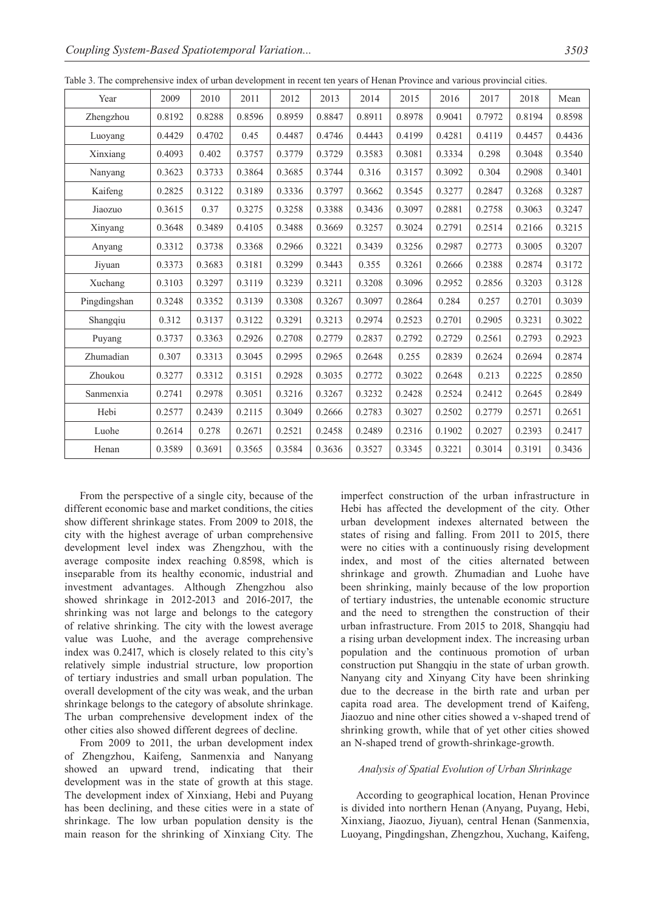Table 3. The comprehensive index of urban development in recent ten years of Henan Province and various provincial cities.

| Year | 2009 | 2010 | 2011 | 2012 | 2013 | 2014 | 2015 | 2016 | 2017 | 2018 | Mean |
|---|---|---|---|---|---|---|---|---|---|---|---|
| Zhengzhou | 0.8192 | 0.8288 | 0.8596 | 0.8959 | 0.8847 | 0.8911 | 0.8978 | 0.9041 | 0.7972 | 0.8194 | 0.8598 |
| Luoyang | 0.4429 | 0.4702 | 0.45 | 0.4487 | 0.4746 | 0.4443 | 0.4199 | 0.4281 | 0.4119 | 0.4457 | 0.4436 |
| Xinxiang | 0.4093 | 0.402 | 0.3757 | 0.3779 | 0.3729 | 0.3583 | 0.3081 | 0.3334 | 0.298 | 0.3048 | 0.3540 |
| Nanyang | 0.3623 | 0.3733 | 0.3864 | 0.3685 | 0.3744 | 0.316 | 0.3157 | 0.3092 | 0.304 | 0.2908 | 0.3401 |
| Kaifeng | 0.2825 | 0.3122 | 0.3189 | 0.3336 | 0.3797 | 0.3662 | 0.3545 | 0.3277 | 0.2847 | 0.3268 | 0.3287 |
| Jiaozuo | 0.3615 | 0.37 | 0.3275 | 0.3258 | 0.3388 | 0.3436 | 0.3097 | 0.2881 | 0.2758 | 0.3063 | 0.3247 |
| Xinyang | 0.3648 | 0.3489 | 0.4105 | 0.3488 | 0.3669 | 0.3257 | 0.3024 | 0.2791 | 0.2514 | 0.2166 | 0.3215 |
| Anyang | 0.3312 | 0.3738 | 0.3368 | 0.2966 | 0.3221 | 0.3439 | 0.3256 | 0.2987 | 0.2773 | 0.3005 | 0.3207 |
| Jiyuan | 0.3373 | 0.3683 | 0.3181 | 0.3299 | 0.3443 | 0.355 | 0.3261 | 0.2666 | 0.2388 | 0.2874 | 0.3172 |
| Xuchang | 0.3103 | 0.3297 | 0.3119 | 0.3239 | 0.3211 | 0.3208 | 0.3096 | 0.2952 | 0.2856 | 0.3203 | 0.3128 |
| Pingdingshan | 0.3248 | 0.3352 | 0.3139 | 0.3308 | 0.3267 | 0.3097 | 0.2864 | 0.284 | 0.257 | 0.2701 | 0.3039 |
| Shangqiu | 0.312 | 0.3137 | 0.3122 | 0.3291 | 0.3213 | 0.2974 | 0.2523 | 0.2701 | 0.2905 | 0.3231 | 0.3022 |
| Puyang | 0.3737 | 0.3363 | 0.2926 | 0.2708 | 0.2779 | 0.2837 | 0.2792 | 0.2729 | 0.2561 | 0.2793 | 0.2923 |
| Zhumadian | 0.307 | 0.3313 | 0.3045 | 0.2995 | 0.2965 | 0.2648 | 0.255 | 0.2839 | 0.2624 | 0.2694 | 0.2874 |
| Zhoukou | 0.3277 | 0.3312 | 0.3151 | 0.2928 | 0.3035 | 0.2772 | 0.3022 | 0.2648 | 0.213 | 0.2225 | 0.2850 |
| Sanmenxia | 0.2741 | 0.2978 | 0.3051 | 0.3216 | 0.3267 | 0.3232 | 0.2428 | 0.2524 | 0.2412 | 0.2645 | 0.2849 |
| Hebi | 0.2577 | 0.2439 | 0.2115 | 0.3049 | 0.2666 | 0.2783 | 0.3027 | 0.2502 | 0.2779 | 0.2571 | 0.2651 |
| Luohe | 0.2614 | 0.278 | 0.2671 | 0.2521 | 0.2458 | 0.2489 | 0.2316 | 0.1902 | 0.2027 | 0.2393 | 0.2417 |
| Henan | 0.3589 | 0.3691 | 0.3565 | 0.3584 | 0.3636 | 0.3527 | 0.3345 | 0.3221 | 0.3014 | 0.3191 | 0.3436 |

From the perspective of a single city, because of the different economic base and market conditions, the cities show different shrinkage states. From 2009 to 2018, the city with the highest average of urban comprehensive development level index was Zhengzhou, with the average composite index reaching 0.8598, which is inseparable from its healthy economic, industrial and investment advantages. Although Zhengzhou also showed shrinkage in 2012-2013 and 2016-2017, the shrinking was not large and belongs to the category of relative shrinking. The city with the lowest average value was Luohe, and the average comprehensive index was 0.2417, which is closely related to this city's relatively simple industrial structure, low proportion of tertiary industries and small urban population. The overall development of the city was weak, and the urban shrinkage belongs to the category of absolute shrinkage. The urban comprehensive development index of the other cities also showed different degrees of decline.

From 2009 to 2011, the urban development index of Zhengzhou, Kaifeng, Sanmenxia and Nanyang showed an upward trend, indicating that their development was in the state of growth at this stage. The development index of Xinxiang, Hebi and Puyang has been declining, and these cities were in a state of shrinkage. The low urban population density is the main reason for the shrinking of Xinxiang City. The imperfect construction of the urban infrastructure in Hebi has affected the development of the city. Other urban development indexes alternated between the states of rising and falling. From 2011 to 2015, there were no cities with a continuously rising development index, and most of the cities alternated between shrinkage and growth. Zhumadian and Luohe have been shrinking, mainly because of the low proportion of tertiary industries, the untenable economic structure and the need to strengthen the construction of their urban infrastructure. From 2015 to 2018, Shangqiu had a rising urban development index. The increasing urban population and the continuous promotion of urban construction put Shangqiu in the state of urban growth. Nanyang city and Xinyang City have been shrinking due to the decrease in the birth rate and urban per capita road area. The development trend of Kaifeng, Jiaozuo and nine other cities showed a v-shaped trend of shrinking growth, while that of yet other cities showed an N-shaped trend of growth-shrinkage-growth.

### *Analysis of Spatial Evolution of Urban Shrinkage*

According to geographical location, Henan Province is divided into northern Henan (Anyang, Puyang, Hebi, Xinxiang, Jiaozuo, Jiyuan), central Henan (Sanmenxia, Luoyang, Pingdingshan, Zhengzhou, Xuchang, Kaifeng,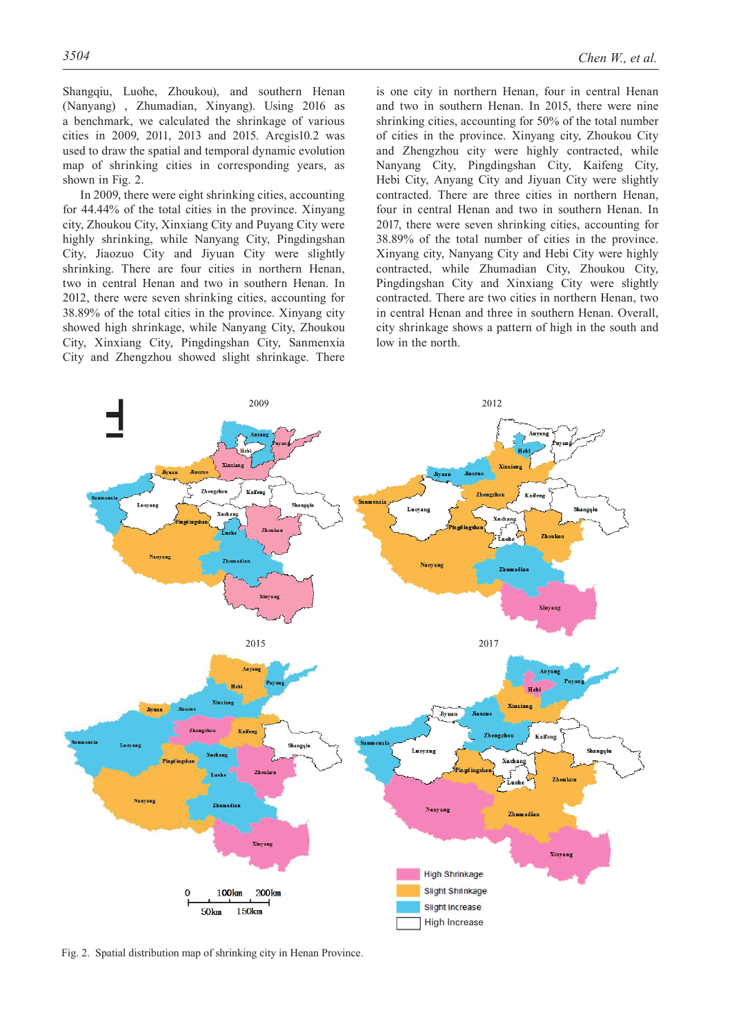Shangqiu, Luohe, Zhoukou), and southern Henan (Nanyang) , Zhumadian, Xinyang). Using 2016 as a benchmark, we calculated the shrinkage of various cities in 2009, 2011, 2013 and 2015. Arcgis10.2 was used to draw the spatial and temporal dynamic evolution map of shrinking cities in corresponding years, as shown in Fig. 2.

In 2009, there were eight shrinking cities, accounting for 44.44% of the total cities in the province. Xinyang city, Zhoukou City, Xinxiang City and Puyang City were highly shrinking, while Nanyang City, Pingdingshan City, Jiaozuo City and Jiyuan City were slightly shrinking. There are four cities in northern Henan, two in central Henan and two in southern Henan. In 2012, there were seven shrinking cities, accounting for 38.89% of the total cities in the province. Xinyang city showed high shrinkage, while Nanyang City, Zhoukou City, Xinxiang City, Pingdingshan City, Sanmenxia City and Zhengzhou showed slight shrinkage. There is one city in northern Henan, four in central Henan and two in southern Henan. In 2015, there were nine shrinking cities, accounting for 50% of the total number of cities in the province. Xinyang city, Zhoukou City and Zhengzhou city were highly contracted, while Nanyang City, Pingdingshan City, Kaifeng City, Hebi City, Anyang City and Jiyuan City were slightly contracted. There are three cities in northern Henan, four in central Henan and two in southern Henan. In 2017, there were seven shrinking cities, accounting for 38.89% of the total number of cities in the province. Xinyang city, Nanyang City and Hebi City were highly contracted, while Zhumadian City, Zhoukou City, Pingdingshan City and Xinxiang City were slightly contracted. There are two cities in northern Henan, two in central Henan and three in southern Henan. Overall, city shrinkage shows a pattern of high in the south and low in the north.

Fig. 2. Spatial distribution map of shrinking city in Henan Province.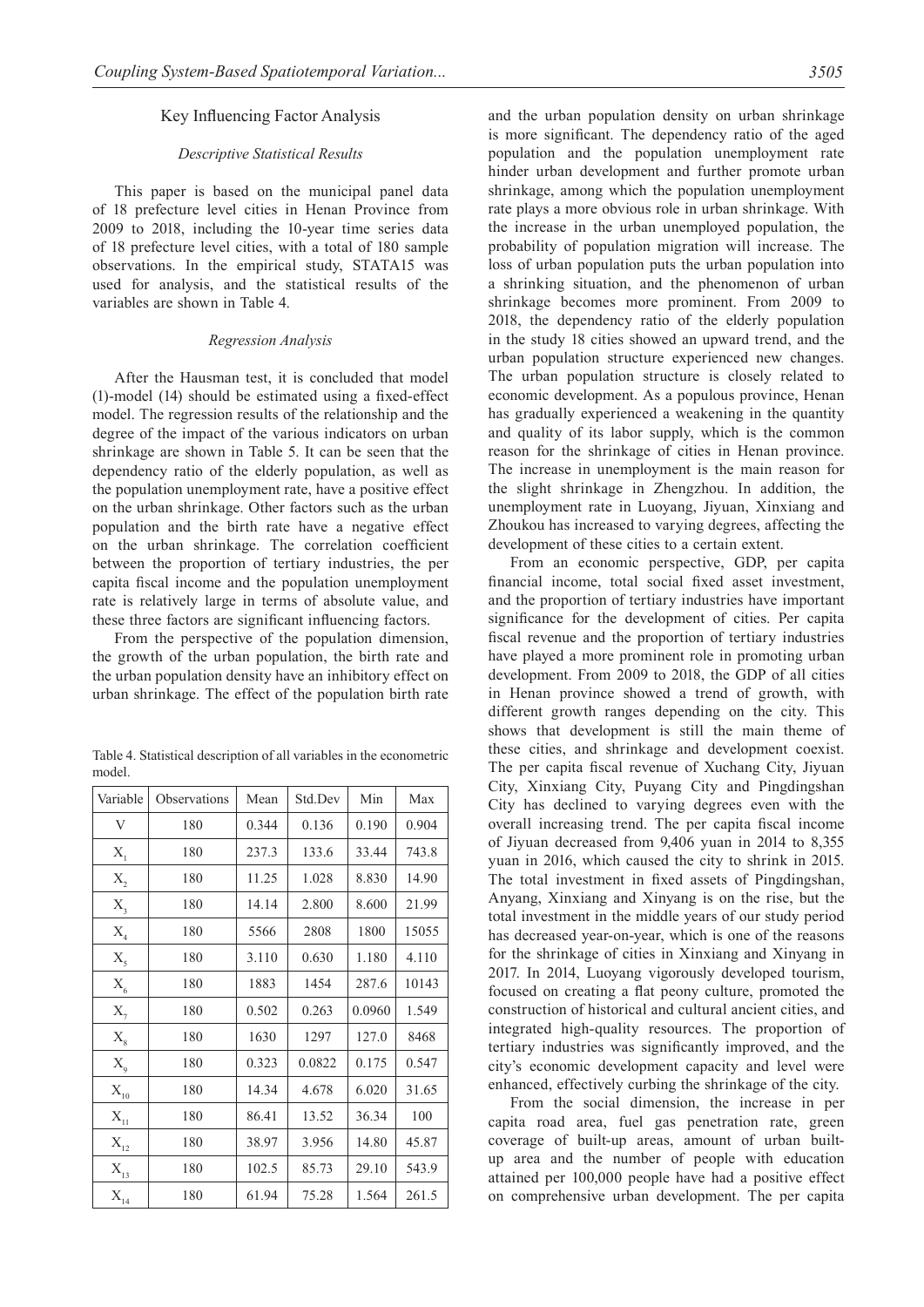## Key Influencing Factor Analysis

### *Descriptive Statistical Results*

This paper is based on the municipal panel data of 18 prefecture level cities in Henan Province from 2009 to 2018, including the 10-year time series data of 18 prefecture level cities, with a total of 180 sample observations. In the empirical study, STATA15 was used for analysis, and the statistical results of the variables are shown in Table 4.

### *Regression Analysis*

After the Hausman test, it is concluded that model (1)-model (14) should be estimated using a fixed-effect model. The regression results of the relationship and the degree of the impact of the various indicators on urban shrinkage are shown in Table 5. It can be seen that the dependency ratio of the elderly population, as well as the population unemployment rate, have a positive effect on the urban shrinkage. Other factors such as the urban population and the birth rate have a negative effect on the urban shrinkage. The correlation coefficient between the proportion of tertiary industries, the per capita fiscal income and the population unemployment rate is relatively large in terms of absolute value, and these three factors are significant influencing factors.

From the perspective of the population dimension, the growth of the urban population, the birth rate and the urban population density have an inhibitory effect on urban shrinkage. The effect of the population birth rate and the urban population density on urban shrinkage is more significant. The dependency ratio of the aged population and the population unemployment rate hinder urban development and further promote urban shrinkage, among which the population unemployment rate plays a more obvious role in urban shrinkage. With the increase in the urban unemployed population, the probability of population migration will increase. The loss of urban population puts the urban population into a shrinking situation, and the phenomenon of urban shrinkage becomes more prominent. From 2009 to 2018, the dependency ratio of the elderly population in the study 18 cities showed an upward trend, and the urban population structure experienced new changes. The urban population structure is closely related to economic development. As a populous province, Henan has gradually experienced a weakening in the quantity and quality of its labor supply, which is the common reason for the shrinkage of cities in Henan province. The increase in unemployment is the main reason for the slight shrinkage in Zhengzhou. In addition, the unemployment rate in Luoyang, Jiyuan, Xinxiang and Zhoukou has increased to varying degrees, affecting the development of these cities to a certain extent.

Table 4. Statistical description of all variables in the econometric model.

| Variable | Observations | Mean | Std.Dev | Min | Max |
|---|---|---|---|---|---|
| V | 180 | 0.344 | 0.136 | 0.190 | 0.904 |
| $X_1$ | 180 | 237.3 | 133.6 | 33.44 | 743.8 |
| $X_2$ | 180 | 11.25 | 1.028 | 8.830 | 14.90 |
| $X_3$ | 180 | 14.14 | 2.800 | 8.600 | 21.99 |
| $X_4$ | 180 | 5566 | 2808 | 1800 | 15055 |
| $X_5$ | 180 | 3.110 | 0.630 | 1.180 | 4.110 |
| $X_6$ | 180 | 1883 | 1454 | 287.6 | 10143 |
| $X_7$ | 180 | 0.502 | 0.263 | 0.0960 | 1.549 |
| $X_8$ | 180 | 1630 | 1297 | 127.0 | 8468 |
| $X_9$ | 180 | 0.323 | 0.0822 | 0.175 | 0.547 |
| $X_{10}$ | 180 | 14.34 | 4.678 | 6.020 | 31.65 |
| $X_{11}$ | 180 | 86.41 | 13.52 | 36.34 | 100 |
| $X_{12}$ | 180 | 38.97 | 3.956 | 14.80 | 45.87 |
| $X_{13}$ | 180 | 102.5 | 85.73 | 29.10 | 543.9 |
| $X_{14}$ | 180 | 61.94 | 75.28 | 1.564 | 261.5 |

From an economic perspective, GDP, per capita financial income, total social fixed asset investment, and the proportion of tertiary industries have important significance for the development of cities. Per capita fiscal revenue and the proportion of tertiary industries have played a more prominent role in promoting urban development. From 2009 to 2018, the GDP of all cities in Henan province showed a trend of growth, with different growth ranges depending on the city. This shows that development is still the main theme of these cities, and shrinkage and development coexist. The per capita fiscal revenue of Xuchang City, Jiyuan City, Xinxiang City, Puyang City and Pingdingshan City has declined to varying degrees even with the overall increasing trend. The per capita fiscal income of Jiyuan decreased from 9,406 yuan in 2014 to 8,355 yuan in 2016, which caused the city to shrink in 2015. The total investment in fixed assets of Pingdingshan, Anyang, Xinxiang and Xinyang is on the rise, but the total investment in the middle years of our study period has decreased year-on-year, which is one of the reasons for the shrinkage of cities in Xinxiang and Xinyang in 2017. In 2014, Luoyang vigorously developed tourism, focused on creating a flat peony culture, promoted the construction of historical and cultural ancient cities, and integrated high-quality resources. The proportion of tertiary industries was significantly improved, and the city's economic development capacity and level were enhanced, effectively curbing the shrinkage of the city.

From the social dimension, the increase in per capita road area, fuel gas penetration rate, green coverage of built-up areas, amount of urban built-up area and the number of people with education attained per 100,000 people have had a positive effect on comprehensive urban development. The per capita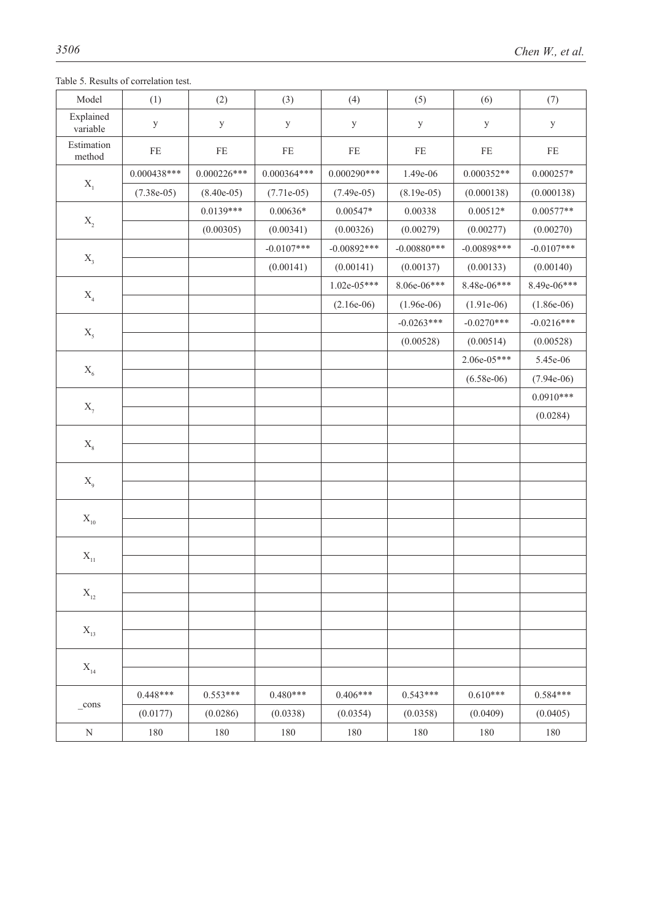Table 5. Results of correlation test.

| Model | (1) | (2) | (3) | (4) | (5) | (6) | (7) |
|---|---|---|---|---|---|---|---|
| Explained variable | y | y | y | y | y | y | y |
| Estimation method | FE | FE | FE | FE | FE | FE | FE |
| $X_1$ | 0.000438*** | 0.000226*** | 0.000364*** | 0.000290*** | 1.49e-06 | 0.000352** | 0.000257* |
| | (7.38e-05) | (8.40e-05) | (7.71e-05) | (7.49e-05) | (8.19e-05) | (0.000138) | (0.000138) |
| $X_2$ | | 0.0139*** | 0.00636* | 0.00547* | 0.00338 | 0.00512* | 0.00577** |
| | | (0.00305) | (0.00341) | (0.00326) | (0.00279) | (0.00277) | (0.00270) |
| $X_3$ | | | -0.0107*** | -0.00892*** | -0.00880*** | -0.00898*** | -0.0107*** |
| | | | (0.00141) | (0.00141) | (0.00137) | (0.00133) | (0.00140) |
| $X_4$ | | | | 1.02e-05*** | 8.06e-06*** | 8.48e-06*** | 8.49e-06*** |
| | | | | (2.16e-06) | (1.96e-06) | (1.91e-06) | (1.86e-06) |
| $X_5$ | | | | | -0.0263*** | -0.0270*** | -0.0216*** |
| | | | | | (0.00528) | (0.00514) | (0.00528) |
| $X_6$ | | | | | | 2.06e-05*** | 5.45e-06 |
| | | | | | | (6.58e-06) | (7.94e-06) |
| $X_7$ | | | | | | | 0.0910*** |
| | | | | | | | (0.0284) |
| $X_8$ | | | | | | | |
| | | | | | | | |
| $X_9$ | | | | | | | |
| | | | | | | | |
| $X_{10}$ | | | | | | | |
| | | | | | | | |
| $X_{11}$ | | | | | | | |
| | | | | | | | |
| $X_{12}$ | | | | | | | |
| | | | | | | | |
| $X_{13}$ | | | | | | | |
| | | | | | | | |
| $X_{14}$ | | | | | | | |
| | | | | | | | |
| _cons | 0.448*** | 0.553*** | 0.480*** | 0.406*** | 0.543*** | 0.610*** | 0.584*** |
| | (0.0177) | (0.0286) | (0.0338) | (0.0354) | (0.0358) | (0.0409) | (0.0405) |
| N | 180 | 180 | 180 | 180 | 180 | 180 | 180 |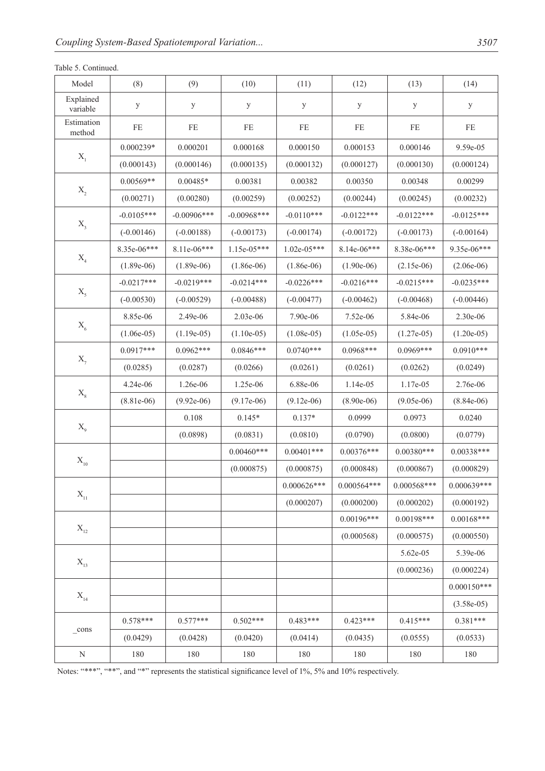Table 5. Continued.

| Model | (8) | (9) | (10) | (11) | (12) | (13) | (14) |
|---|---|---|---|---|---|---|---|
| Explained variable | y | y | y | y | y | y | y |
| Estimation method | FE | FE | FE | FE | FE | FE | FE |
| $X_1$ | 0.000239* | 0.000201 | 0.000168 | 0.000150 | 0.000153 | 0.000146 | 9.59e-05 |
| | (0.000143) | (0.000146) | (0.000135) | (0.000132) | (0.000127) | (0.000130) | (0.000124) |
| $X_2$ | 0.00569** | 0.00485* | 0.00381 | 0.00382 | 0.00350 | 0.00348 | 0.00299 |
| | (0.00271) | (0.00280) | (0.00259) | (0.00252) | (0.00244) | (0.00245) | (0.00232) |
| $X_3$ | -0.0105*** | -0.00906*** | -0.00968*** | -0.0110*** | -0.0122*** | -0.0122*** | -0.0125*** |
| | (-0.00146) | (-0.00188) | (-0.00173) | (-0.00174) | (-0.00172) | (-0.00173) | (-0.00164) |
| $X_4$ | 8.35e-06*** | 8.11e-06*** | 1.15e-05*** | 1.02e-05*** | 8.14e-06*** | 8.38e-06*** | 9.35e-06*** |
| | (1.89e-06) | (1.89e-06) | (1.86e-06) | (1.86e-06) | (1.90e-06) | (2.15e-06) | (2.06e-06) |
| $X_5$ | -0.0217*** | -0.0219*** | -0.0214*** | -0.0226*** | -0.0216*** | -0.0215*** | -0.0235*** |
| | (-0.00530) | (-0.00529) | (-0.00488) | (-0.00477) | (-0.00462) | (-0.00468) | (-0.00446) |
| $X_6$ | 8.85e-06 | 2.49e-06 | 2.03e-06 | 7.90e-06 | 7.52e-06 | 5.84e-06 | 2.30e-06 |
| | (1.06e-05) | (1.19e-05) | (1.10e-05) | (1.08e-05) | (1.05e-05) | (1.27e-05) | (1.20e-05) |
| $X_7$ | 0.0917*** | 0.0962*** | 0.0846*** | 0.0740*** | 0.0968*** | 0.0969*** | 0.0910*** |
| | (0.0285) | (0.0287) | (0.0266) | (0.0261) | (0.0261) | (0.0262) | (0.0249) |
| $X_8$ | 4.24e-06 | 1.26e-06 | 1.25e-06 | 6.88e-06 | 1.14e-05 | 1.17e-05 | 2.76e-06 |
| | (8.81e-06) | (9.92e-06) | (9.17e-06) | (9.12e-06) | (8.90e-06) | (9.05e-06) | (8.84e-06) |
| $X_9$ | | 0.108 | 0.145* | 0.137* | 0.0999 | 0.0973 | 0.0240 |
| | | (0.0898) | (0.0831) | (0.0810) | (0.0790) | (0.0800) | (0.0779) |
| $X_{10}$ | | | 0.00460*** | 0.00401*** | 0.00376*** | 0.00380*** | 0.00338*** |
| | | | (0.000875) | (0.000875) | (0.000848) | (0.000867) | (0.000829) |
| $X_{11}$ | | | | 0.000626*** | 0.000564*** | 0.000568*** | 0.000639*** |
| | | | | (0.000207) | (0.000200) | (0.000202) | (0.000192) |
| $X_{12}$ | | | | | 0.00196*** | 0.00198*** | 0.00168*** |
| | | | | | (0.000568) | (0.000575) | (0.000550) |
| $X_{13}$ | | | | | | 5.62e-05 | 5.39e-06 |
| | | | | | | (0.000236) | (0.000224) |
| $X_{14}$ | | | | | | | 0.000150*** |
| | | | | | | | (3.58e-05) |
| _cons | 0.578*** | 0.577*** | 0.502*** | 0.483*** | 0.423*** | 0.415*** | 0.381*** |
| | (0.0429) | (0.0428) | (0.0420) | (0.0414) | (0.0435) | (0.0555) | (0.0533) |
| N | 180 | 180 | 180 | 180 | 180 | 180 | 180 |

Notes: "***", "**", and "*" represents the statistical significance level of 1%, 5% and 10% respectively.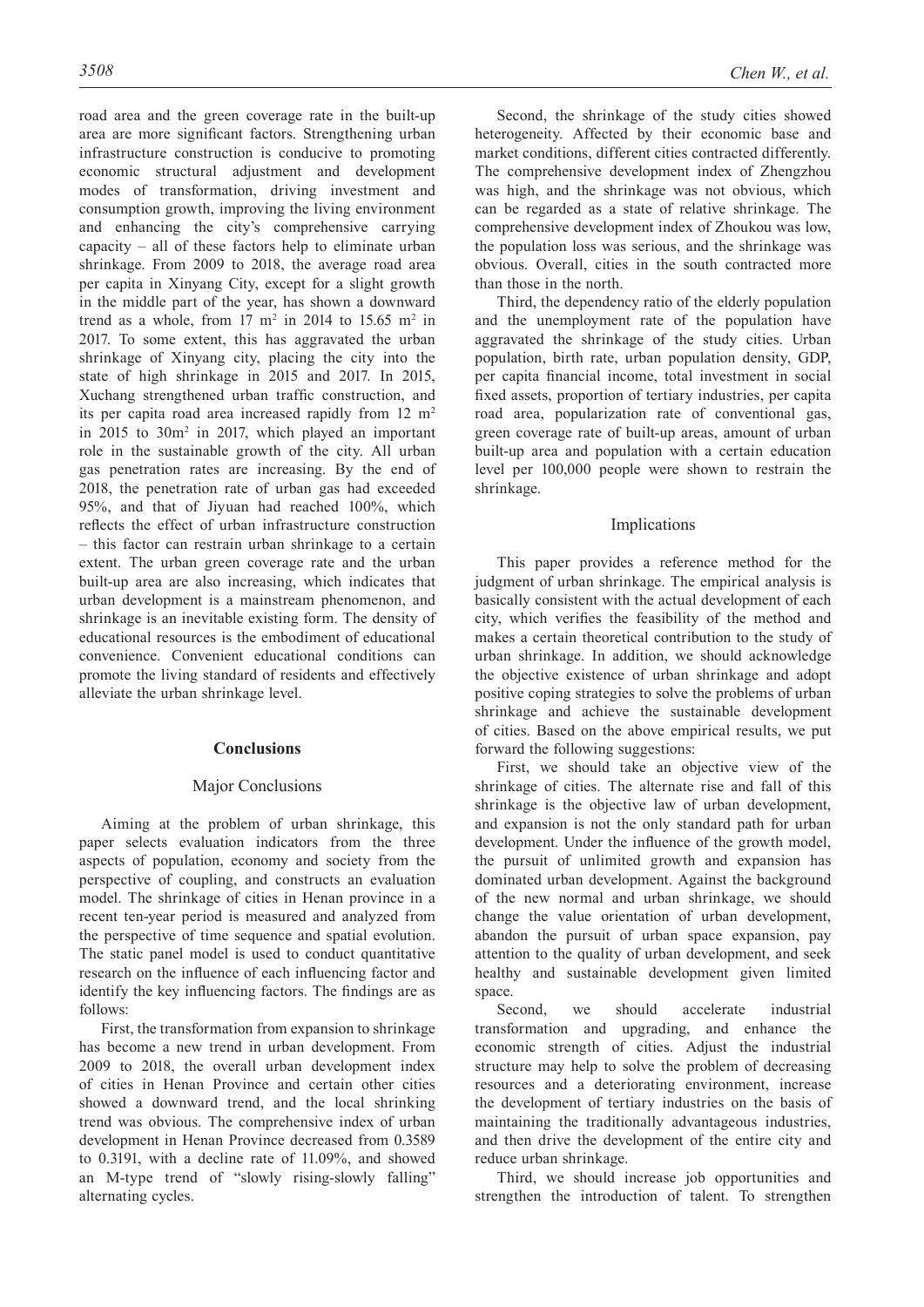road area and the green coverage rate in the built-up area are more significant factors. Strengthening urban infrastructure construction is conducive to promoting economic structural adjustment and development modes of transformation, driving investment and consumption growth, improving the living environment and enhancing the city's comprehensive carrying capacity – all of these factors help to eliminate urban shrinkage. From 2009 to 2018, the average road area per capita in Xinyang City, except for a slight growth in the middle part of the year, has shown a downward trend as a whole, from 17 $m^2$ in 2014 to 15.65 $m^2$ in 2017. To some extent, this has aggravated the urban shrinkage of Xinyang city, placing the city into the state of high shrinkage in 2015 and 2017. In 2015, Xuchang strengthened urban traffic construction, and its per capita road area increased rapidly from 12 $m^2$ in 2015 to 30$m^2$ in 2017, which played an important role in the sustainable growth of the city. All urban gas penetration rates are increasing. By the end of 2018, the penetration rate of urban gas had exceeded 95%, and that of Jiyuan had reached 100%, which reflects the effect of urban infrastructure construction – this factor can restrain urban shrinkage to a certain extent. The urban green coverage rate and the urban built-up area are also increasing, which indicates that urban development is a mainstream phenomenon, and shrinkage is an inevitable existing form. The density of educational resources is the embodiment of educational convenience. Convenient educational conditions can promote the living standard of residents and effectively alleviate the urban shrinkage level.

## Conclusions

### Major Conclusions

Aiming at the problem of urban shrinkage, this paper selects evaluation indicators from the three aspects of population, economy and society from the perspective of coupling, and constructs an evaluation model. The shrinkage of cities in Henan province in a recent ten-year period is measured and analyzed from the perspective of time sequence and spatial evolution. The static panel model is used to conduct quantitative research on the influence of each influencing factor and identify the key influencing factors. The findings are as follows:

First, the transformation from expansion to shrinkage has become a new trend in urban development. From 2009 to 2018, the overall urban development index of cities in Henan Province and certain other cities showed a downward trend, and the local shrinking trend was obvious. The comprehensive index of urban development in Henan Province decreased from 0.3589 to 0.3191, with a decline rate of 11.09%, and showed an M-type trend of "slowly rising-slowly falling" alternating cycles.

Second, the shrinkage of the study cities showed heterogeneity. Affected by their economic base and market conditions, different cities contracted differently. The comprehensive development index of Zhengzhou was high, and the shrinkage was not obvious, which can be regarded as a state of relative shrinkage. The comprehensive development index of Zhoukou was low, the population loss was serious, and the shrinkage was obvious. Overall, cities in the south contracted more than those in the north.

Third, the dependency ratio of the elderly population and the unemployment rate of the population have aggravated the shrinkage of the study cities. Urban population, birth rate, urban population density, GDP, per capita financial income, total investment in social fixed assets, proportion of tertiary industries, per capita road area, popularization rate of conventional gas, green coverage rate of built-up areas, amount of urban built-up area and population with a certain education level per 100,000 people were shown to restrain the shrinkage.

### Implications

This paper provides a reference method for the judgment of urban shrinkage. The empirical analysis is basically consistent with the actual development of each city, which verifies the feasibility of the method and makes a certain theoretical contribution to the study of urban shrinkage. In addition, we should acknowledge the objective existence of urban shrinkage and adopt positive coping strategies to solve the problems of urban shrinkage and achieve the sustainable development of cities. Based on the above empirical results, we put forward the following suggestions:

First, we should take an objective view of the shrinkage of cities. The alternate rise and fall of this shrinkage is the objective law of urban development, and expansion is not the only standard path for urban development. Under the influence of the growth model, the pursuit of unlimited growth and expansion has dominated urban development. Against the background of the new normal and urban shrinkage, we should change the value orientation of urban development, abandon the pursuit of urban space expansion, pay attention to the quality of urban development, and seek healthy and sustainable development given limited space.

Second, we should accelerate industrial transformation and upgrading, and enhance the economic strength of cities. Adjust the industrial structure may help to solve the problem of decreasing resources and a deteriorating environment, increase the development of tertiary industries on the basis of maintaining the traditionally advantageous industries, and then drive the development of the entire city and reduce urban shrinkage.

Third, we should increase job opportunities and strengthen the introduction of talent. To strengthen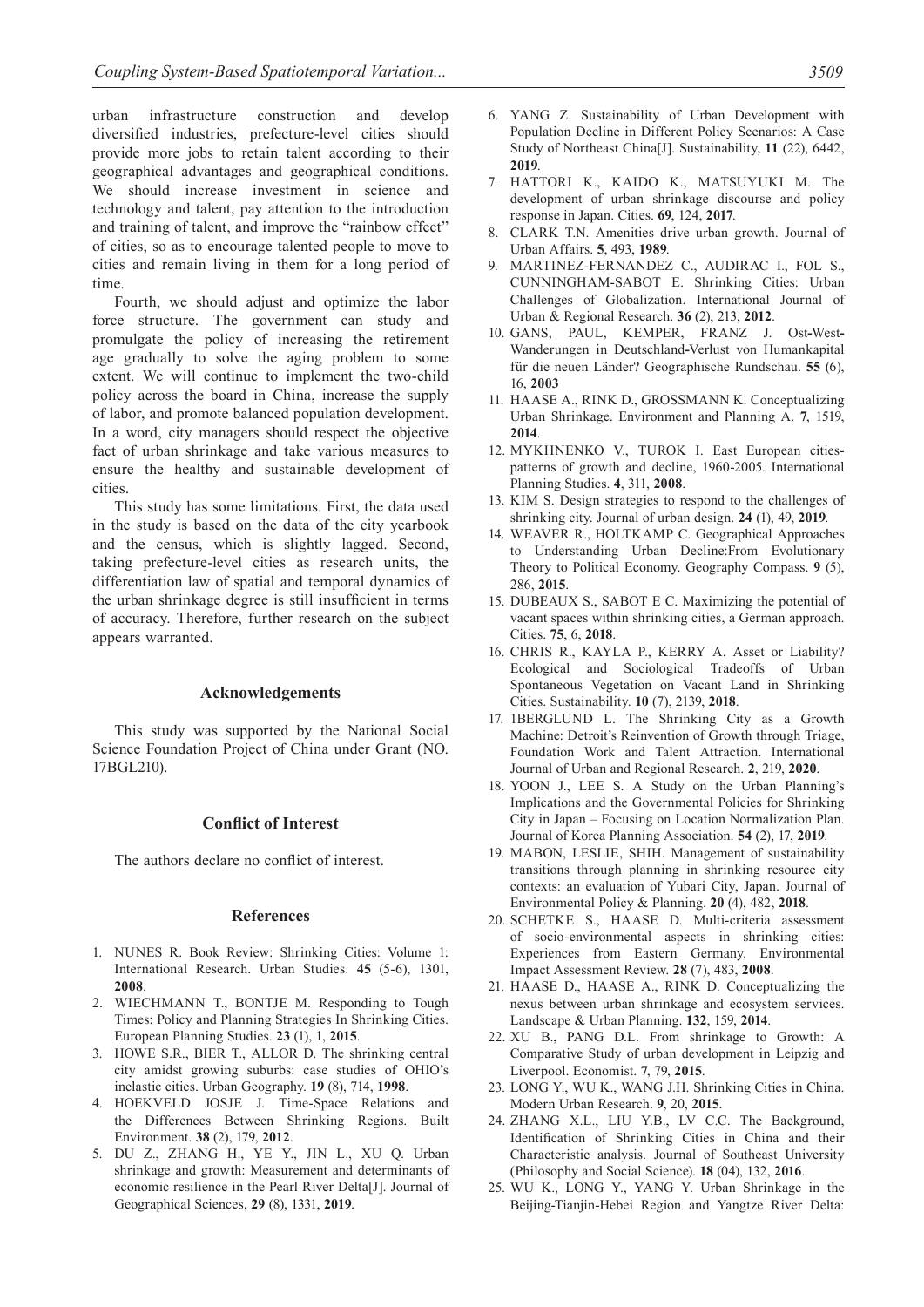urban infrastructure construction and develop diversified industries, prefecture-level cities should provide more jobs to retain talent according to their geographical advantages and geographical conditions. We should increase investment in science and technology and talent, pay attention to the introduction and training of talent, and improve the "rainbow effect" of cities, so as to encourage talented people to move to cities and remain living in them for a long period of time.

Fourth, we should adjust and optimize the labor force structure. The government can study and promulgate the policy of increasing the retirement age gradually to solve the aging problem to some extent. We will continue to implement the two-child policy across the board in China, increase the supply of labor, and promote balanced population development. In a word, city managers should respect the objective fact of urban shrinkage and take various measures to ensure the healthy and sustainable development of cities.

This study has some limitations. First, the data used in the study is based on the data of the city yearbook and the census, which is slightly lagged. Second, taking prefecture-level cities as research units, the differentiation law of spatial and temporal dynamics of the urban shrinkage degree is still insufficient in terms of accuracy. Therefore, further research on the subject appears warranted.

## Acknowledgements

This study was supported by the National Social Science Foundation Project of China under Grant (NO. 17BGL210).

## Conflict of Interest

The authors declare no conflict of interest.

## References

1. NUNES R. Book Review: Shrinking Cities: Volume 1: International Research. Urban Studies. **45** (5-6), 1301, **2008**.
2. WIECHMANN T., BONTJE M. Responding to Tough Times: Policy and Planning Strategies In Shrinking Cities. European Planning Studies. **23** (1), 1, **2015**.
3. HOWE S.R., BIER T., ALLOR D. The shrinking central city amidst growing suburbs: case studies of OHIO's inelastic cities. Urban Geography. **19** (8), 714, **1998**.
4. HOEKVELD JOSJE J. Time-Space Relations and the Differences Between Shrinking Regions. Built Environment. **38** (2), 179, **2012**.
5. DU Z., ZHANG H., YE Y., JIN L., XU Q. Urban shrinkage and growth: Measurement and determinants of economic resilience in the Pearl River Delta[J]. Journal of Geographical Sciences, **29** (8), 1331, **2019**.
6. YANG Z. Sustainability of Urban Development with Population Decline in Different Policy Scenarios: A Case Study of Northeast China[J]. Sustainability, **11** (22), 6442, **2019**.
7. HATTORI K., KAIDO K., MATSUYUKI M. The development of urban shrinkage discourse and policy response in Japan. Cities. **69**, 124, **2017**.
8. CLARK T.N. Amenities drive urban growth. Journal of Urban Affairs. **5**, 493, **1989**.
9. MARTINEZ-FERNANDEZ C., AUDIRAC I., FOL S., CUNNINGHAM-SABOT E. Shrinking Cities: Urban Challenges of Globalization. International Journal of Urban & Regional Research. **36** (2), 213, **2012**.
10. GANS, PAUL, KEMPER, FRANZ J. Ost-West-Wanderungen in Deutschland-Verlust von Humankapital für die neuen Länder? Geographische Rundschau. **55** (6), 16, **2003**
11. HAASE A., RINK D., GROSSMANN K. Conceptualizing Urban Shrinkage. Environment and Planning A. **7**, 1519, **2014**.
12. MYKHNENKO V., TUROK I. East European cities-patterns of growth and decline, 1960-2005. International Planning Studies. **4**, 311, **2008**.
13. KIM S. Design strategies to respond to the challenges of shrinking city. Journal of urban design. **24** (1), 49, **2019**.
14. WEAVER R., HOLTKAMP C. Geographical Approaches to Understanding Urban Decline:From Evolutionary Theory to Political Economy. Geography Compass. **9** (5), 286, **2015**.
15. DUBEAUX S., SABOT E C. Maximizing the potential of vacant spaces within shrinking cities, a German approach. Cities. **75**, 6, **2018**.
16. CHRIS R., KAYLA P., KERRY A. Asset or Liability? Ecological and Sociological Tradeoffs of Urban Spontaneous Vegetation on Vacant Land in Shrinking Cities. Sustainability. **10** (7), 2139, **2018**.
17. 1BERGLUND L. The Shrinking City as a Growth Machine: Detroit's Reinvention of Growth through Triage, Foundation Work and Talent Attraction. International Journal of Urban and Regional Research. **2**, 219, **2020**.
18. YOON J., LEE S. A Study on the Urban Planning's Implications and the Governmental Policies for Shrinking City in Japan – Focusing on Location Normalization Plan. Journal of Korea Planning Association. **54** (2), 17, **2019**.
19. MABON, LESLIE, SHIH. Management of sustainability transitions through planning in shrinking resource city contexts: an evaluation of Yubari City, Japan. Journal of Environmental Policy & Planning. **20** (4), 482, **2018**.
20. SCHETKE S., HAASE D. Multi-criteria assessment of socio-environmental aspects in shrinking cities: Experiences from Eastern Germany. Environmental Impact Assessment Review. **28** (7), 483, **2008**.
21. HAASE D., HAASE A., RINK D. Conceptualizing the nexus between urban shrinkage and ecosystem services. Landscape & Urban Planning. **132**, 159, **2014**.
22. XU B., PANG D.L. From shrinkage to Growth: A Comparative Study of urban development in Leipzig and Liverpool. Economist. **7**, 79, **2015**.
23. LONG Y., WU K., WANG J.H. Shrinking Cities in China. Modern Urban Research. **9**, 20, **2015**.
24. ZHANG X.L., LIU Y.B., LV C.C. The Background, Identification of Shrinking Cities in China and their Characteristic analysis. Journal of Southeast University (Philosophy and Social Science). **18** (04), 132, **2016**.
25. WU K., LONG Y., YANG Y. Urban Shrinkage in the Beijing-Tianjin-Hebei Region and Yangtze River Delta: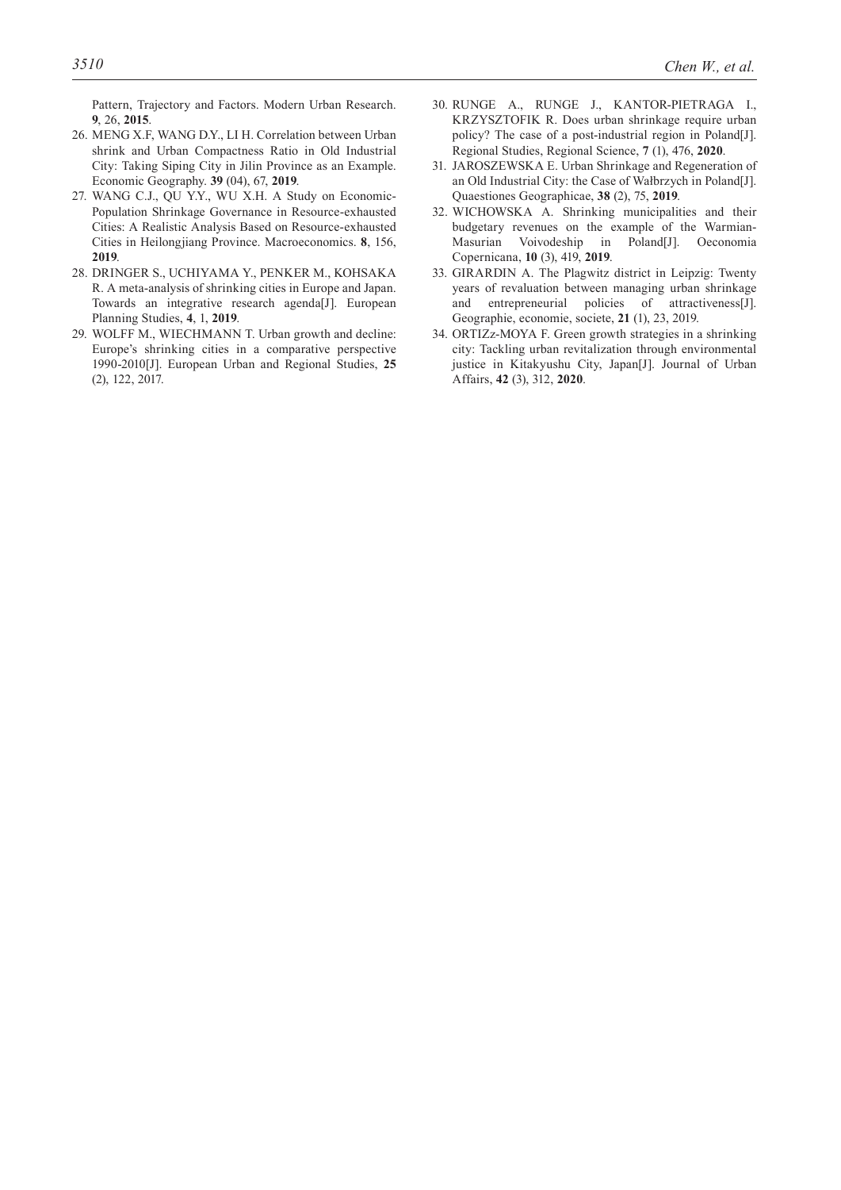Pattern, Trajectory and Factors. Modern Urban Research. **9**, 26, **2015**.

26. MENG X.F, WANG D.Y., LI H. Correlation between Urban shrink and Urban Compactness Ratio in Old Industrial City: Taking Siping City in Jilin Province as an Example. Economic Geography. **39** (04), 67, **2019**.
27. WANG C.J., QU Y.Y., WU X.H. A Study on Economic-Population Shrinkage Governance in Resource-exhausted Cities: A Realistic Analysis Based on Resource-exhausted Cities in Heilongjiang Province. Macroeconomics. **8**, 156, **2019**.
28. DRINGER S., UCHIYAMA Y., PENKER M., KOHSAKA R. A meta-analysis of shrinking cities in Europe and Japan. Towards an integrative research agenda[J]. European Planning Studies, **4**, 1, **2019**.
29. WOLFF M., WIECHMANN T. Urban growth and decline: Europe's shrinking cities in a comparative perspective 1990-2010[J]. European Urban and Regional Studies, **25** (2), 122, 2017.
30. RUNGE A., RUNGE J., KANTOR-PIETRAGA I., KRZYSZTOFIK R. Does urban shrinkage require urban policy? The case of a post-industrial region in Poland[J]. Regional Studies, Regional Science, **7** (1), 476, **2020**.
31. JAROSZEWSKA E. Urban Shrinkage and Regeneration of an Old Industrial City: the Case of Wałbrzych in Poland[J]. Quaestiones Geographicae, **38** (2), 75, **2019**.
32. WICHOWSKA A. Shrinking municipalities and their budgetary revenues on the example of the Warmian-Masurian Voivodeship in Poland[J]. Oeconomia Copernicana, **10** (3), 419, **2019**.
33. GIRARDIN A. The Plagwitz district in Leipzig: Twenty years of revaluation between managing urban shrinkage and entrepreneurial policies of attractiveness[J]. Geographie, economie, societe, **21** (1), 23, 2019.
34. ORTIZz-MOYA F. Green growth strategies in a shrinking city: Tackling urban revitalization through environmental justice in Kitakyushu City, Japan[J]. Journal of Urban Affairs, **42** (3), 312, **2020**.